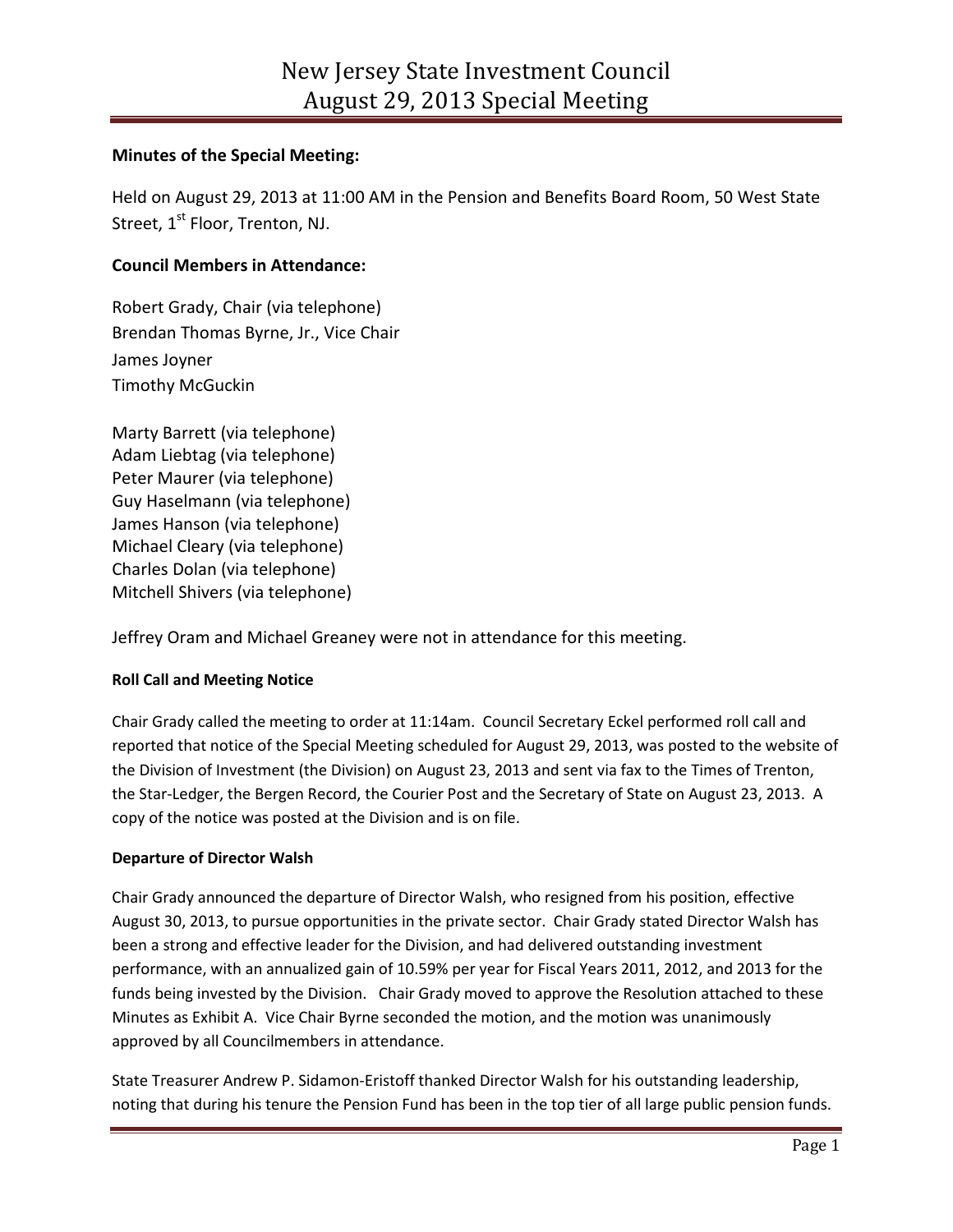# New Jersey State Investment Council
# August 29, 2013 Special Meeting

**Minutes of the Special Meeting:**

Held on August 29, 2013 at 11:00 AM in the Pension and Benefits Board Room, 50 West State Street, 1st Floor, Trenton, NJ.

**Council Members in Attendance:**

Robert Grady, Chair (via telephone)
Brendan Thomas Byrne, Jr., Vice Chair
James Joyner
Timothy McGuckin

Marty Barrett (via telephone)
Adam Liebtag (via telephone)
Peter Maurer (via telephone)
Guy Haselmann (via telephone)
James Hanson (via telephone)
Michael Cleary (via telephone)
Charles Dolan (via telephone)
Mitchell Shivers (via telephone)

Jeffrey Oram and Michael Greaney were not in attendance for this meeting.

**Roll Call and Meeting Notice**

Chair Grady called the meeting to order at 11:14am. Council Secretary Eckel performed roll call and reported that notice of the Special Meeting scheduled for August 29, 2013, was posted to the website of the Division of Investment (the Division) on August 23, 2013 and sent via fax to the Times of Trenton, the Star-Ledger, the Bergen Record, the Courier Post and the Secretary of State on August 23, 2013. A copy of the notice was posted at the Division and is on file.

**Departure of Director Walsh**

Chair Grady announced the departure of Director Walsh, who resigned from his position, effective August 30, 2013, to pursue opportunities in the private sector. Chair Grady stated Director Walsh has been a strong and effective leader for the Division, and had delivered outstanding investment performance, with an annualized gain of 10.59% per year for Fiscal Years 2011, 2012, and 2013 for the funds being invested by the Division. Chair Grady moved to approve the Resolution attached to these Minutes as Exhibit A. Vice Chair Byrne seconded the motion, and the motion was unanimously approved by all Councilmembers in attendance.

State Treasurer Andrew P. Sidamon-Eristoff thanked Director Walsh for his outstanding leadership, noting that during his tenure the Pension Fund has been in the top tier of all large public pension funds.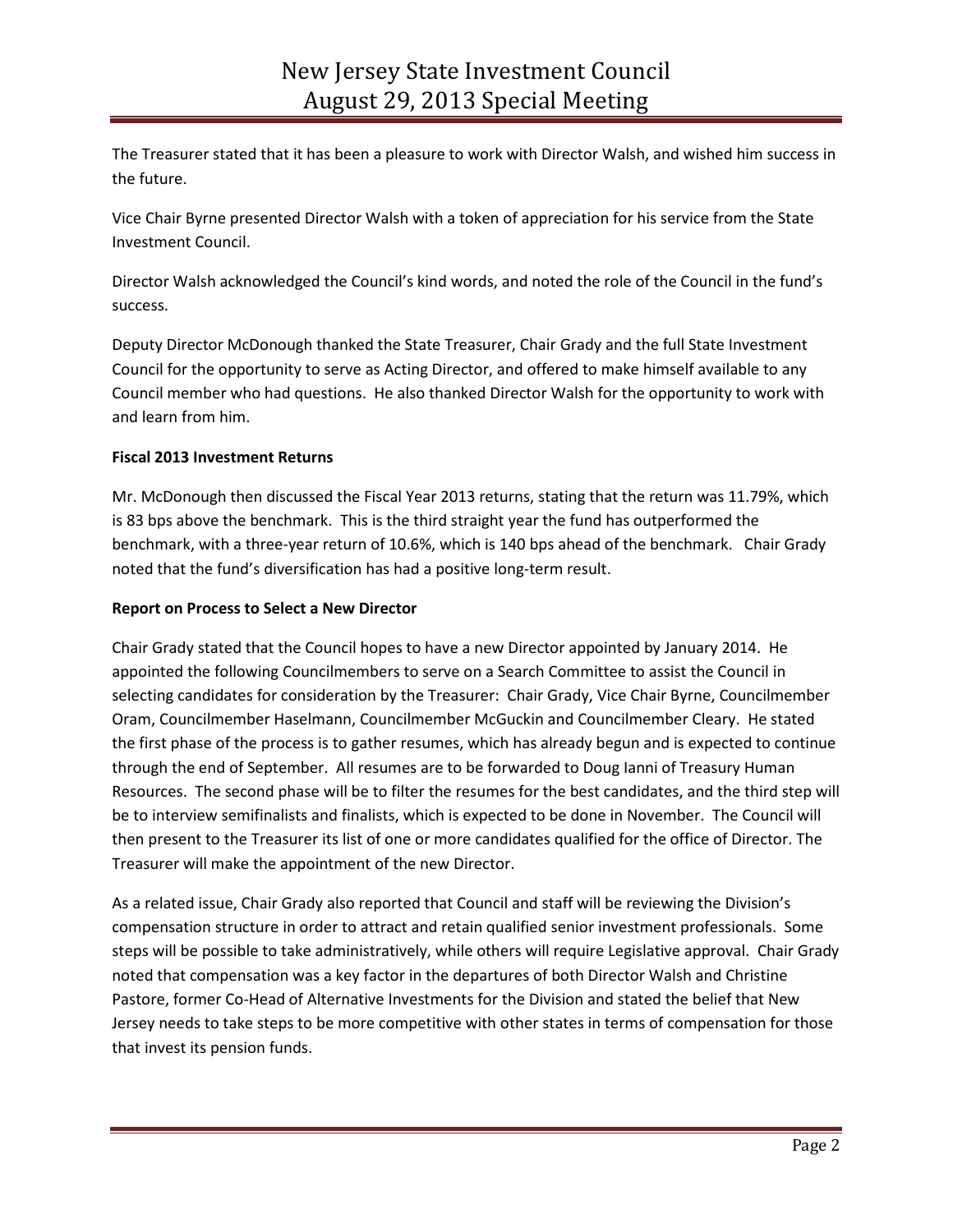The Treasurer stated that it has been a pleasure to work with Director Walsh, and wished him success in the future.

Vice Chair Byrne presented Director Walsh with a token of appreciation for his service from the State Investment Council.

Director Walsh acknowledged the Council's kind words, and noted the role of the Council in the fund's success.

Deputy Director McDonough thanked the State Treasurer, Chair Grady and the full State Investment Council for the opportunity to serve as Acting Director, and offered to make himself available to any Council member who had questions. He also thanked Director Walsh for the opportunity to work with and learn from him.

**Fiscal 2013 Investment Returns**

Mr. McDonough then discussed the Fiscal Year 2013 returns, stating that the return was 11.79%, which is 83 bps above the benchmark. This is the third straight year the fund has outperformed the benchmark, with a three-year return of 10.6%, which is 140 bps ahead of the benchmark. Chair Grady noted that the fund's diversification has had a positive long-term result.

**Report on Process to Select a New Director**

Chair Grady stated that the Council hopes to have a new Director appointed by January 2014. He appointed the following Councilmembers to serve on a Search Committee to assist the Council in selecting candidates for consideration by the Treasurer: Chair Grady, Vice Chair Byrne, Councilmember Oram, Councilmember Haselmann, Councilmember McGuckin and Councilmember Cleary. He stated the first phase of the process is to gather resumes, which has already begun and is expected to continue through the end of September. All resumes are to be forwarded to Doug Ianni of Treasury Human Resources. The second phase will be to filter the resumes for the best candidates, and the third step will be to interview semifinalists and finalists, which is expected to be done in November. The Council will then present to the Treasurer its list of one or more candidates qualified for the office of Director. The Treasurer will make the appointment of the new Director.

As a related issue, Chair Grady also reported that Council and staff will be reviewing the Division's compensation structure in order to attract and retain qualified senior investment professionals. Some steps will be possible to take administratively, while others will require Legislative approval. Chair Grady noted that compensation was a key factor in the departures of both Director Walsh and Christine Pastore, former Co-Head of Alternative Investments for the Division and stated the belief that New Jersey needs to take steps to be more competitive with other states in terms of compensation for those that invest its pension funds.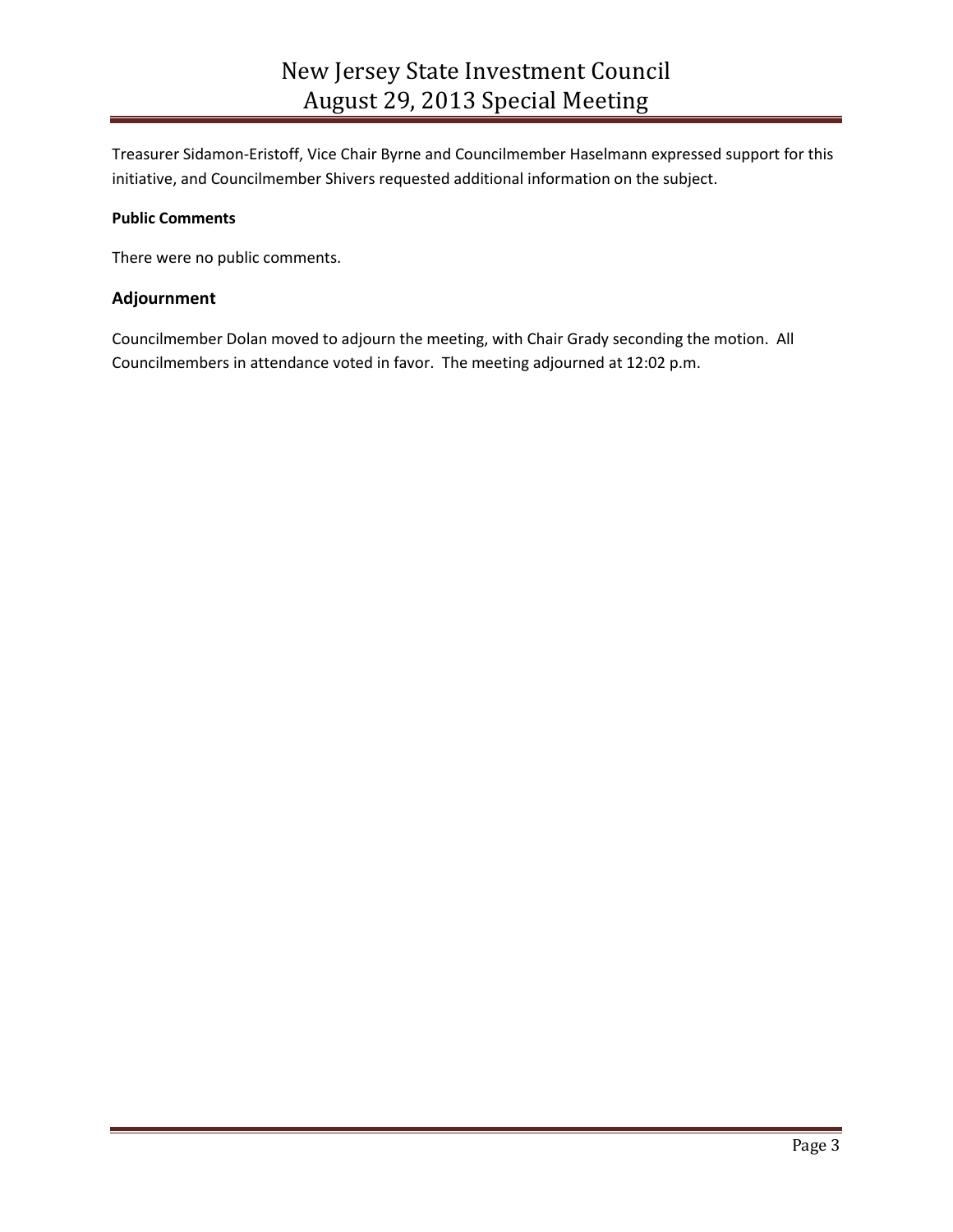Treasurer Sidamon-Eristoff, Vice Chair Byrne and Councilmember Haselmann expressed support for this initiative, and Councilmember Shivers requested additional information on the subject.

**Public Comments**

There were no public comments.

## Adjournment

Councilmember Dolan moved to adjourn the meeting, with Chair Grady seconding the motion. All Councilmembers in attendance voted in favor. The meeting adjourned at 12:02 p.m.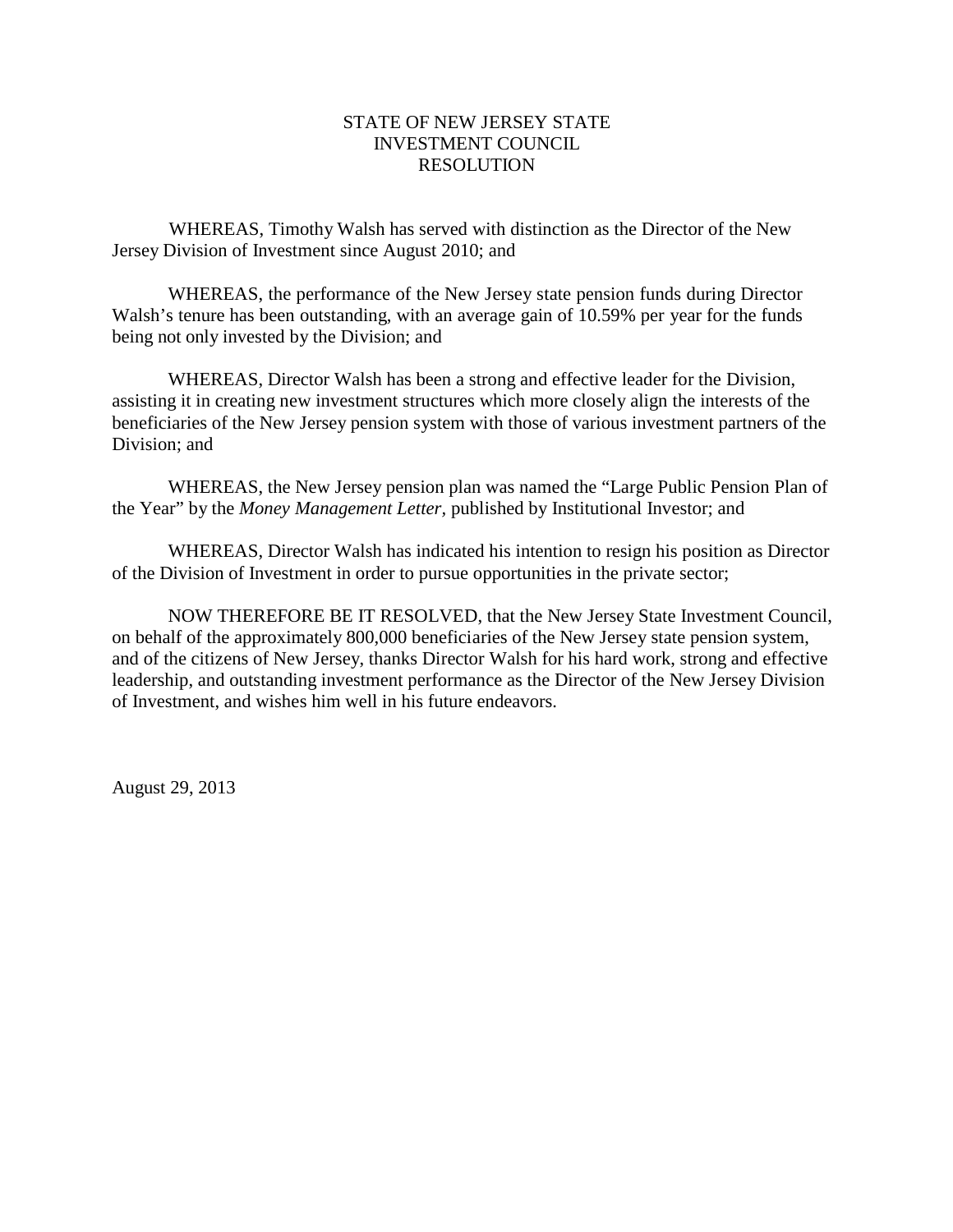STATE OF NEW JERSEY STATE
INVESTMENT COUNCIL
RESOLUTION

WHEREAS, Timothy Walsh has served with distinction as the Director of the New Jersey Division of Investment since August 2010; and

WHEREAS, the performance of the New Jersey state pension funds during Director Walsh's tenure has been outstanding, with an average gain of 10.59% per year for the funds being not only invested by the Division; and

WHEREAS, Director Walsh has been a strong and effective leader for the Division, assisting it in creating new investment structures which more closely align the interests of the beneficiaries of the New Jersey pension system with those of various investment partners of the Division; and

WHEREAS, the New Jersey pension plan was named the "Large Public Pension Plan of the Year" by the *Money Management Letter*, published by Institutional Investor; and

WHEREAS, Director Walsh has indicated his intention to resign his position as Director of the Division of Investment in order to pursue opportunities in the private sector;

NOW THEREFORE BE IT RESOLVED, that the New Jersey State Investment Council, on behalf of the approximately 800,000 beneficiaries of the New Jersey state pension system, and of the citizens of New Jersey, thanks Director Walsh for his hard work, strong and effective leadership, and outstanding investment performance as the Director of the New Jersey Division of Investment, and wishes him well in his future endeavors.

August 29, 2013